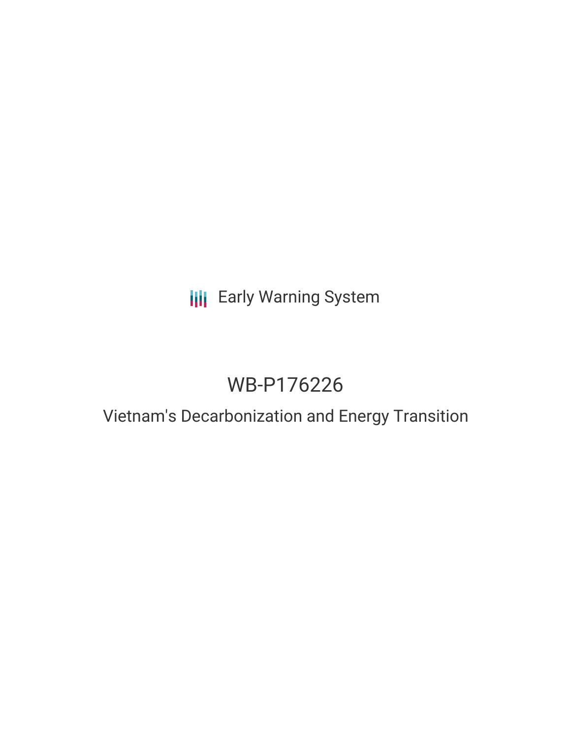Early Warning System

# WB-P176226

## Vietnam's Decarbonization and Energy Transition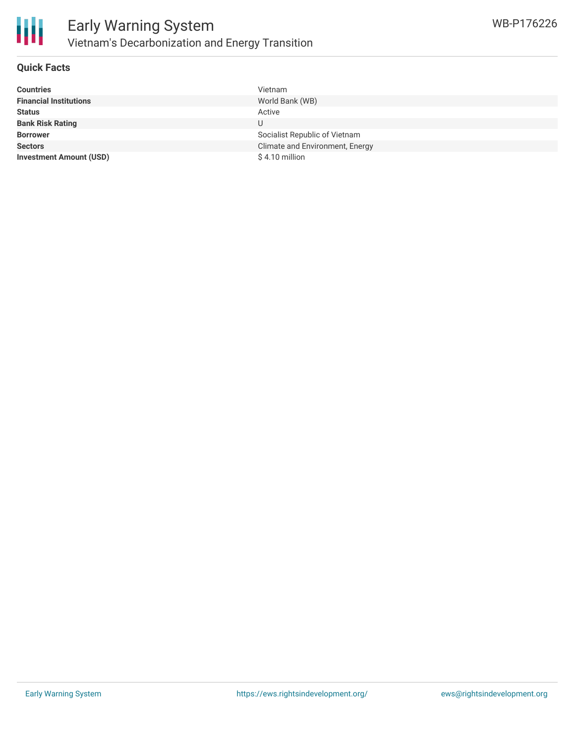# Early Warning System

## Vietnam's Decarbonization and Energy Transition

WB-P176226

### Quick Facts

| | |
|---|---|
| **Countries** | Vietnam |
| **Financial Institutions** | World Bank (WB) |
| **Status** | Active |
| **Bank Risk Rating** | U |
| **Borrower** | Socialist Republic of Vietnam |
| **Sectors** | Climate and Environment, Energy |
| **Investment Amount (USD)** | $ 4.10 million |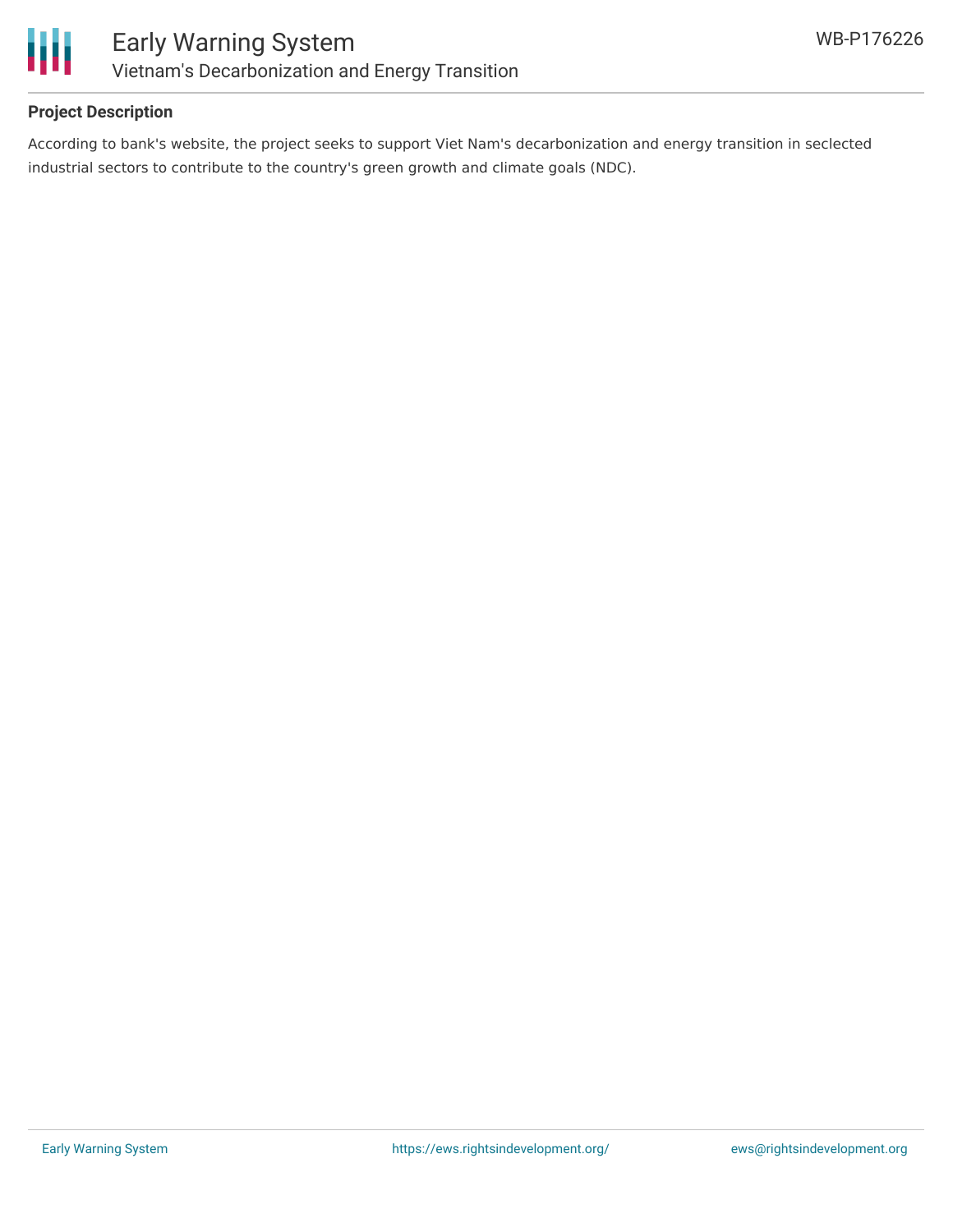## Project Description

According to bank's website, the project seeks to support Viet Nam's decarbonization and energy transition in seclected industrial sectors to contribute to the country's green growth and climate goals (NDC).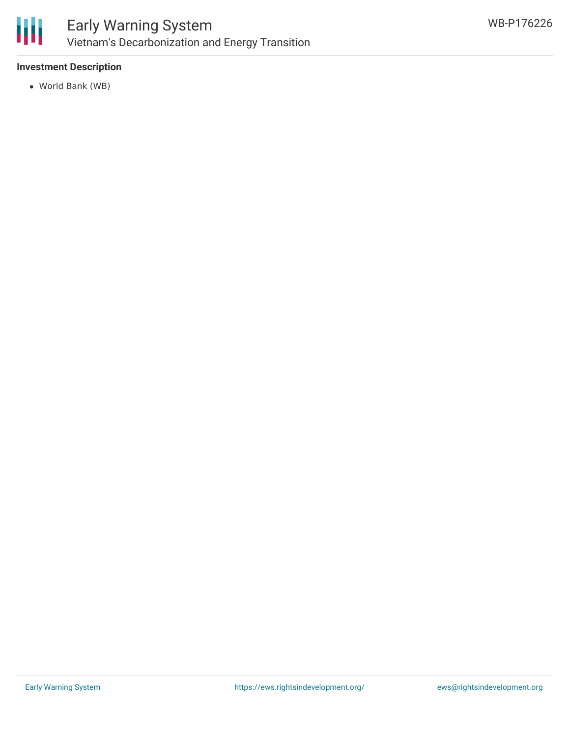**Investment Description**

- World Bank (WB)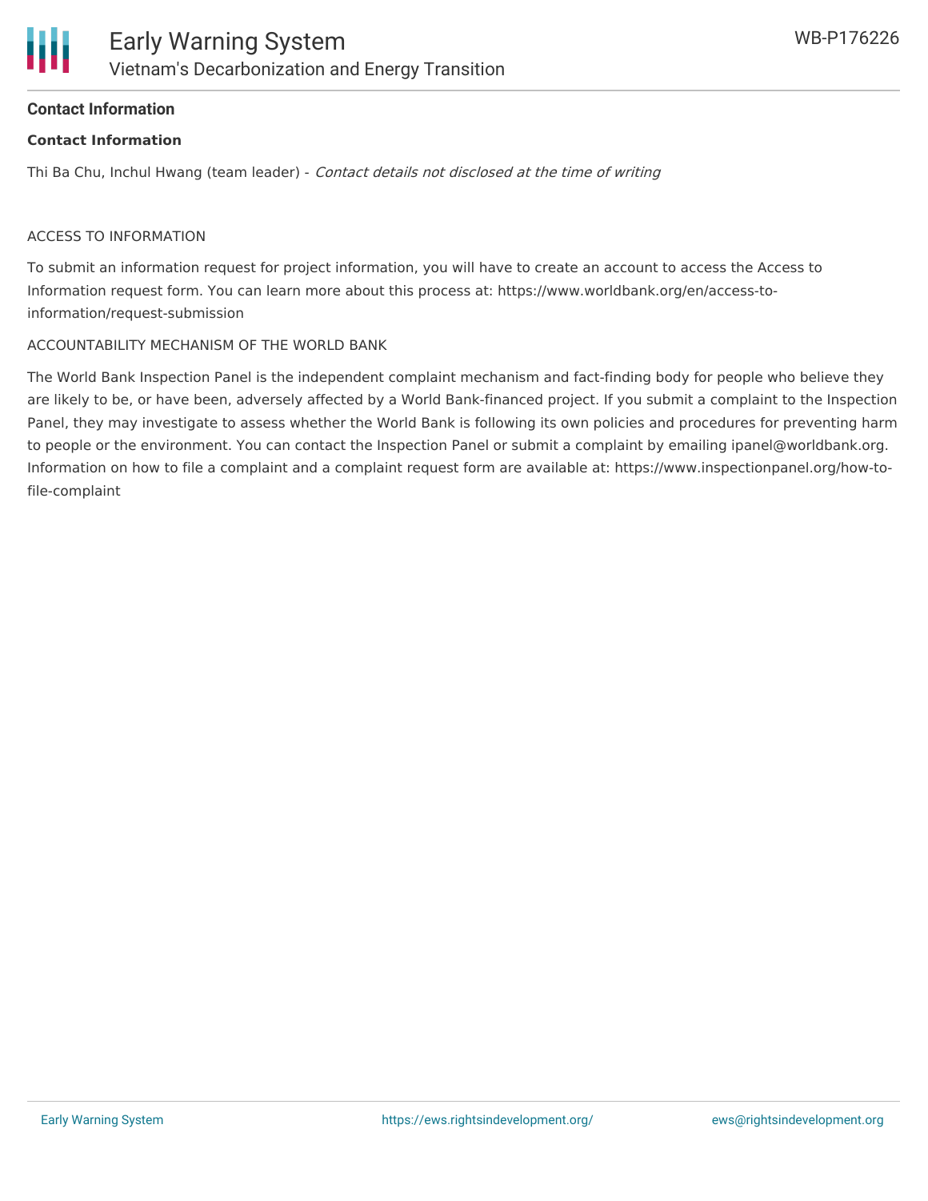## Contact Information

**Contact Information**

Thi Ba Chu, Inchul Hwang (team leader) - *Contact details not disclosed at the time of writing*

ACCESS TO INFORMATION

To submit an information request for project information, you will have to create an account to access the Access to Information request form. You can learn more about this process at: https://www.worldbank.org/en/access-to-information/request-submission

ACCOUNTABILITY MECHANISM OF THE WORLD BANK

The World Bank Inspection Panel is the independent complaint mechanism and fact-finding body for people who believe they are likely to be, or have been, adversely affected by a World Bank-financed project. If you submit a complaint to the Inspection Panel, they may investigate to assess whether the World Bank is following its own policies and procedures for preventing harm to people or the environment. You can contact the Inspection Panel or submit a complaint by emailing ipanel@worldbank.org. Information on how to file a complaint and a complaint request form are available at: https://www.inspectionpanel.org/how-to-file-complaint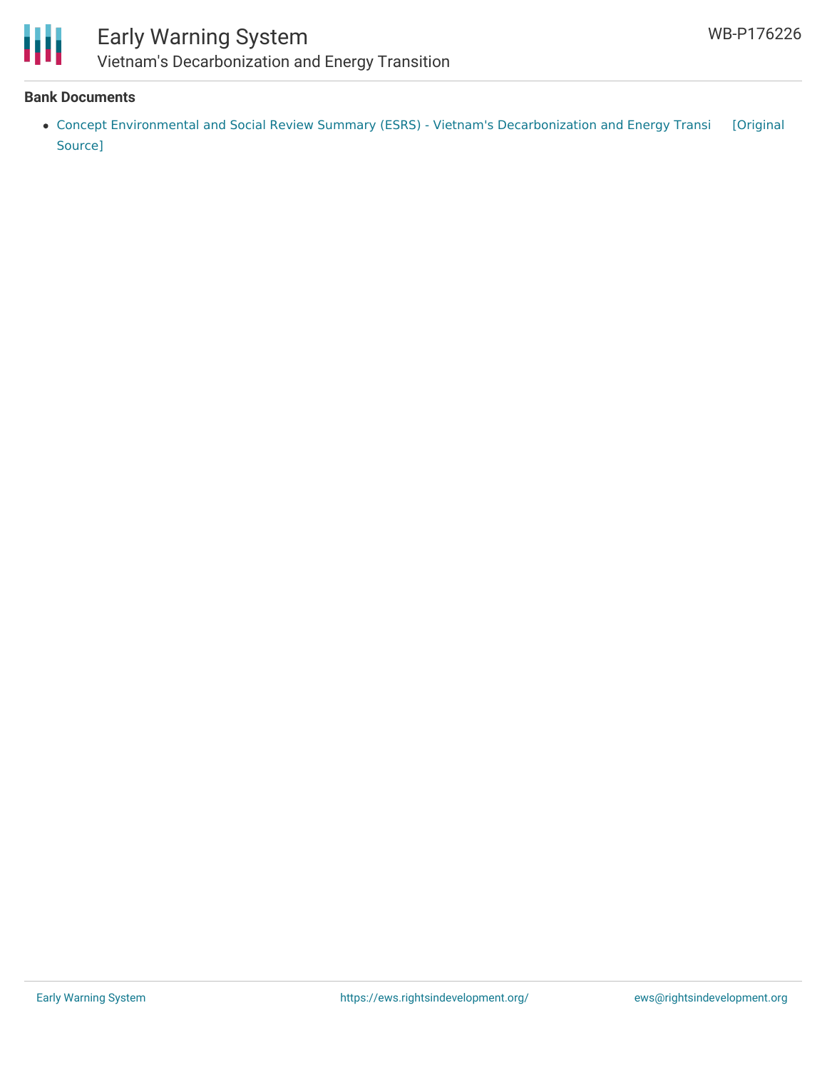## Bank Documents

- Concept Environmental and Social Review Summary (ESRS) - Vietnam's Decarbonization and Energy Transi [Original Source]